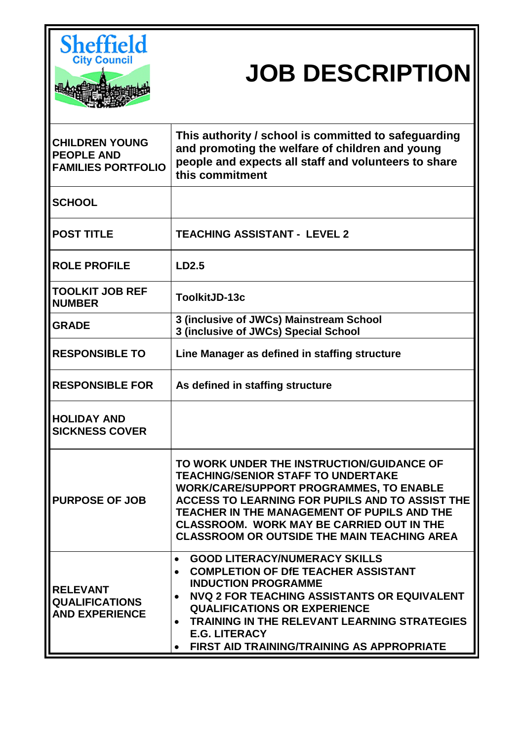Sheffield City Council

# JOB DESCRIPTION

| | |
|---|---|
| **CHILDREN YOUNG PEOPLE AND FAMILIES PORTFOLIO** | **This authority / school is committed to safeguarding and promoting the welfare of children and young people and expects all staff and volunteers to share this commitment** |
| **SCHOOL** | |
| **POST TITLE** | **TEACHING ASSISTANT - LEVEL 2** |
| **ROLE PROFILE** | **LD2.5** |
| **TOOLKIT JOB REF NUMBER** | **ToolkitJD-13c** |
| **GRADE** | **3 (inclusive of JWCs) Mainstream School**<br>**3 (inclusive of JWCs) Special School** |
| **RESPONSIBLE TO** | **Line Manager as defined in staffing structure** |
| **RESPONSIBLE FOR** | **As defined in staffing structure** |
| **HOLIDAY AND SICKNESS COVER** | |
| **PURPOSE OF JOB** | **TO WORK UNDER THE INSTRUCTION/GUIDANCE OF TEACHING/SENIOR STAFF TO UNDERTAKE WORK/CARE/SUPPORT PROGRAMMES, TO ENABLE ACCESS TO LEARNING FOR PUPILS AND TO ASSIST THE TEACHER IN THE MANAGEMENT OF PUPILS AND THE CLASSROOM. WORK MAY BE CARRIED OUT IN THE CLASSROOM OR OUTSIDE THE MAIN TEACHING AREA** |
| **RELEVANT QUALIFICATIONS AND EXPERIENCE** | • **GOOD LITERACY/NUMERACY SKILLS**<br>• **COMPLETION OF DfE TEACHER ASSISTANT INDUCTION PROGRAMME**<br>• **NVQ 2 FOR TEACHING ASSISTANTS OR EQUIVALENT QUALIFICATIONS OR EXPERIENCE**<br>• **TRAINING IN THE RELEVANT LEARNING STRATEGIES E.G. LITERACY**<br>• **FIRST AID TRAINING/TRAINING AS APPROPRIATE** |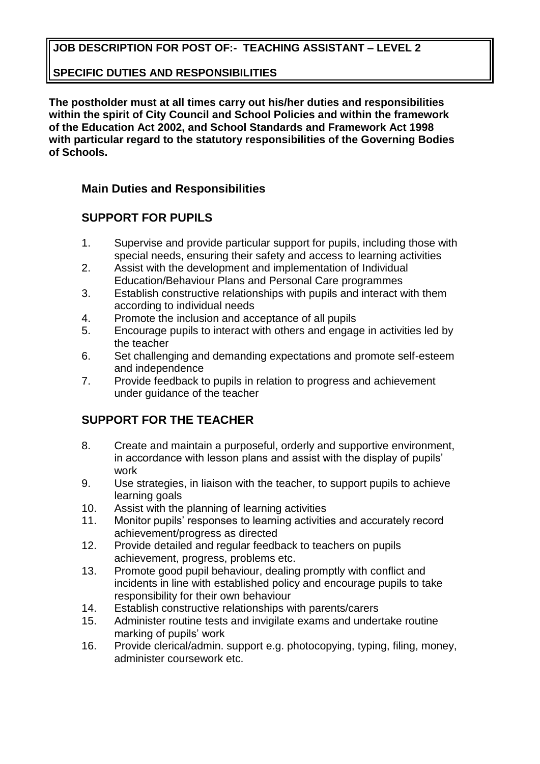**JOB DESCRIPTION FOR POST OF:- TEACHING ASSISTANT – LEVEL 2**

**SPECIFIC DUTIES AND RESPONSIBILITIES**

**The postholder must at all times carry out his/her duties and responsibilities within the spirit of City Council and School Policies and within the framework of the Education Act 2002, and School Standards and Framework Act 1998 with particular regard to the statutory responsibilities of the Governing Bodies of Schools.**

## Main Duties and Responsibilities

## SUPPORT FOR PUPILS

1. Supervise and provide particular support for pupils, including those with special needs, ensuring their safety and access to learning activities
2. Assist with the development and implementation of Individual Education/Behaviour Plans and Personal Care programmes
3. Establish constructive relationships with pupils and interact with them according to individual needs
4. Promote the inclusion and acceptance of all pupils
5. Encourage pupils to interact with others and engage in activities led by the teacher
6. Set challenging and demanding expectations and promote self-esteem and independence
7. Provide feedback to pupils in relation to progress and achievement under guidance of the teacher

## SUPPORT FOR THE TEACHER

8. Create and maintain a purposeful, orderly and supportive environment, in accordance with lesson plans and assist with the display of pupils' work
9. Use strategies, in liaison with the teacher, to support pupils to achieve learning goals
10. Assist with the planning of learning activities
11. Monitor pupils' responses to learning activities and accurately record achievement/progress as directed
12. Provide detailed and regular feedback to teachers on pupils achievement, progress, problems etc.
13. Promote good pupil behaviour, dealing promptly with conflict and incidents in line with established policy and encourage pupils to take responsibility for their own behaviour
14. Establish constructive relationships with parents/carers
15. Administer routine tests and invigilate exams and undertake routine marking of pupils' work
16. Provide clerical/admin. support e.g. photocopying, typing, filing, money, administer coursework etc.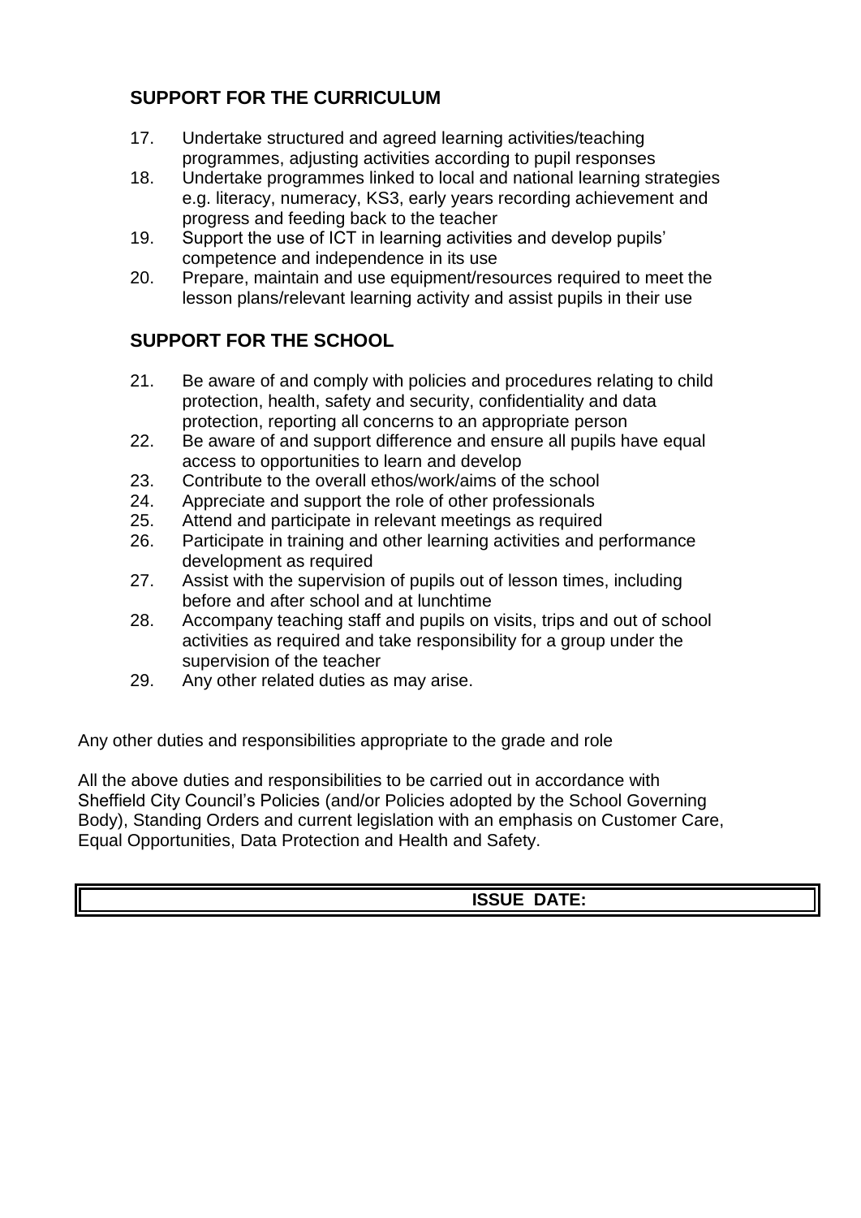## SUPPORT FOR THE CURRICULUM

17. Undertake structured and agreed learning activities/teaching programmes, adjusting activities according to pupil responses
18. Undertake programmes linked to local and national learning strategies e.g. literacy, numeracy, KS3, early years recording achievement and progress and feeding back to the teacher
19. Support the use of ICT in learning activities and develop pupils' competence and independence in its use
20. Prepare, maintain and use equipment/resources required to meet the lesson plans/relevant learning activity and assist pupils in their use

## SUPPORT FOR THE SCHOOL

21. Be aware of and comply with policies and procedures relating to child protection, health, safety and security, confidentiality and data protection, reporting all concerns to an appropriate person
22. Be aware of and support difference and ensure all pupils have equal access to opportunities to learn and develop
23. Contribute to the overall ethos/work/aims of the school
24. Appreciate and support the role of other professionals
25. Attend and participate in relevant meetings as required
26. Participate in training and other learning activities and performance development as required
27. Assist with the supervision of pupils out of lesson times, including before and after school and at lunchtime
28. Accompany teaching staff and pupils on visits, trips and out of school activities as required and take responsibility for a group under the supervision of the teacher
29. Any other related duties as may arise.

Any other duties and responsibilities appropriate to the grade and role

All the above duties and responsibilities to be carried out in accordance with Sheffield City Council's Policies (and/or Policies adopted by the School Governing Body), Standing Orders and current legislation with an emphasis on Customer Care, Equal Opportunities, Data Protection and Health and Safety.

**ISSUE DATE:**